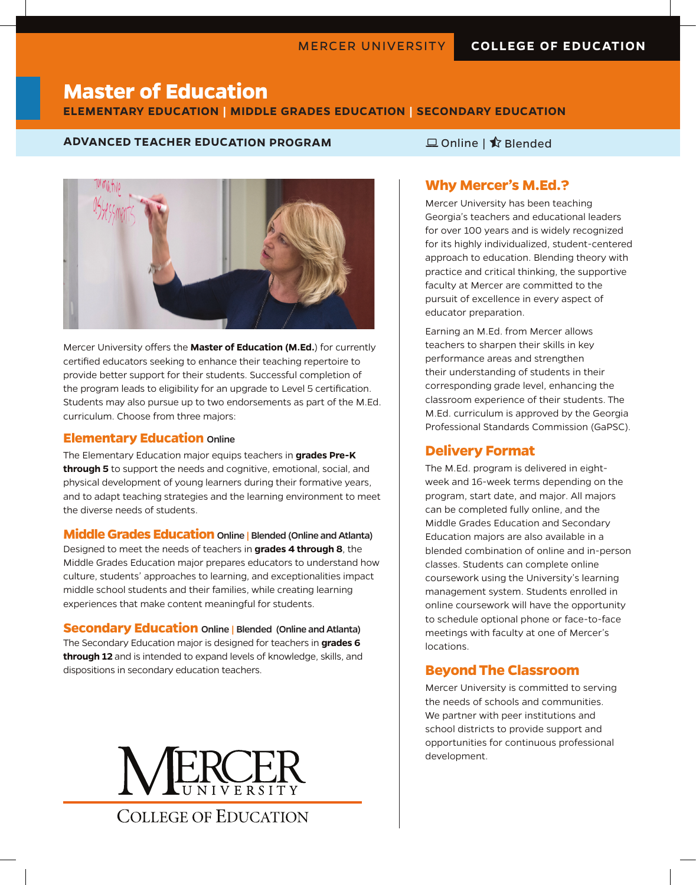MERCER UNIVERSITY | COLLEGE OF EDUCATION

# Master of Education

**ELEMENTARY EDUCATION | MIDDLE GRADES EDUCATION | SECONDARY EDUCATION**

**ADVANCED TEACHER EDUCATION PROGRAM** — Online | Blended

Mercer University offers the **Master of Education (M.Ed.**) for currently certified educators seeking to enhance their teaching repertoire to provide better support for their students. Successful completion of the program leads to eligibility for an upgrade to Level 5 certification. Students may also pursue up to two endorsements as part of the M.Ed. curriculum. Choose from three majors:

## Elementary Education Online

The Elementary Education major equips teachers in **grades Pre-K through 5** to support the needs and cognitive, emotional, social, and physical development of young learners during their formative years, and to adapt teaching strategies and the learning environment to meet the diverse needs of students.

## Middle Grades Education Online | Blended (Online and Atlanta)

Designed to meet the needs of teachers in **grades 4 through 8**, the Middle Grades Education major prepares educators to understand how culture, students' approaches to learning, and exceptionalities impact middle school students and their families, while creating learning experiences that make content meaningful for students.

## Secondary Education Online | Blended (Online and Atlanta)

The Secondary Education major is designed for teachers in **grades 6 through 12** and is intended to expand levels of knowledge, skills, and dispositions in secondary education teachers.

MERCER UNIVERSITY
COLLEGE OF EDUCATION

## Why Mercer's M.Ed.?

Mercer University has been teaching Georgia's teachers and educational leaders for over 100 years and is widely recognized for its highly individualized, student-centered approach to education. Blending theory with practice and critical thinking, the supportive faculty at Mercer are committed to the pursuit of excellence in every aspect of educator preparation.

Earning an M.Ed. from Mercer allows teachers to sharpen their skills in key performance areas and strengthen their understanding of students in their corresponding grade level, enhancing the classroom experience of their students. The M.Ed. curriculum is approved by the Georgia Professional Standards Commission (GaPSC).

## Delivery Format

The M.Ed. program is delivered in eight-week and 16-week terms depending on the program, start date, and major. All majors can be completed fully online, and the Middle Grades Education and Secondary Education majors are also available in a blended combination of online and in-person classes. Students can complete online coursework using the University's learning management system. Students enrolled in online coursework will have the opportunity to schedule optional phone or face-to-face meetings with faculty at one of Mercer's locations.

## Beyond The Classroom

Mercer University is committed to serving the needs of schools and communities. We partner with peer institutions and school districts to provide support and opportunities for continuous professional development.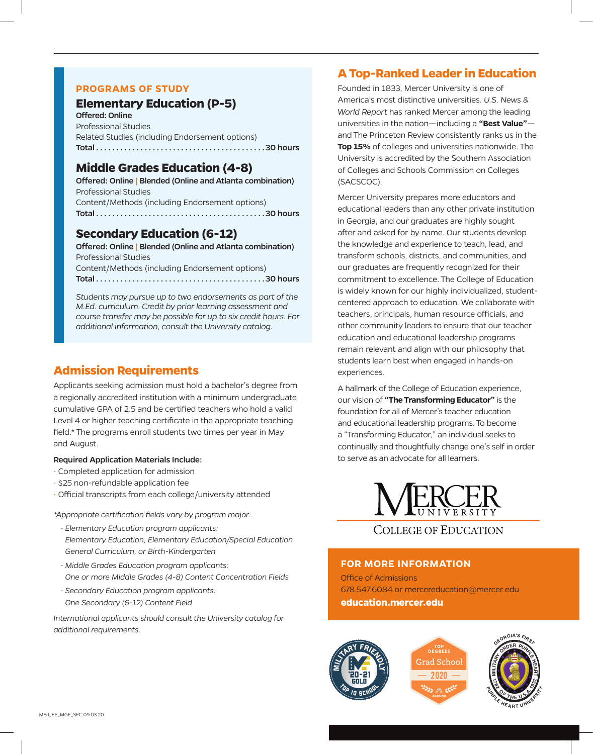## PROGRAMS OF STUDY

### Elementary Education (P-5)

**Offered: Online**

Professional Studies
Related Studies (including Endorsement options)
**Total ........................................ 30 hours**

### Middle Grades Education (4-8)

**Offered: Online | Blended (Online and Atlanta combination)**

Professional Studies
Content/Methods (including Endorsement options)
**Total ........................................ 30 hours**

### Secondary Education (6-12)

**Offered: Online | Blended (Online and Atlanta combination)**

Professional Studies
Content/Methods (including Endorsement options)
**Total ........................................ 30 hours**

*Students may pursue up to two endorsements as part of the M.Ed. curriculum. Credit by prior learning assessment and course transfer may be possible for up to six credit hours. For additional information, consult the University catalog.*

## Admission Requirements

Applicants seeking admission must hold a bachelor's degree from a regionally accredited institution with a minimum undergraduate cumulative GPA of 2.5 and be certified teachers who hold a valid Level 4 or higher teaching certificate in the appropriate teaching field.* The programs enroll students two times per year in May and August.

**Required Application Materials Include:**

- Completed application for admission
- $25 non-refundable application fee
- Official transcripts from each college/university attended

*\*Appropriate certification fields vary by program major:*

- *Elementary Education program applicants: Elementary Education, Elementary Education/Special Education General Curriculum, or Birth-Kindergarten*
- *Middle Grades Education program applicants: One or more Middle Grades (4-8) Content Concentration Fields*
- *Secondary Education program applicants: One Secondary (6-12) Content Field*

*International applicants should consult the University catalog for additional requirements.*

## A Top-Ranked Leader in Education

Founded in 1833, Mercer University is one of America's most distinctive universities. *U.S. News & World Report* has ranked Mercer among the leading universities in the nation—including a **"Best Value"**—and The Princeton Review consistently ranks us in the **Top 15%** of colleges and universities nationwide. The University is accredited by the Southern Association of Colleges and Schools Commission on Colleges (SACSCOC).

Mercer University prepares more educators and educational leaders than any other private institution in Georgia, and our graduates are highly sought after and asked for by name. Our students develop the knowledge and experience to teach, lead, and transform schools, districts, and communities, and our graduates are frequently recognized for their commitment to excellence. The College of Education is widely known for our highly individualized, student-centered approach to education. We collaborate with teachers, principals, human resource officials, and other community leaders to ensure that our teacher education and educational leadership programs remain relevant and align with our philosophy that students learn best when engaged in hands-on experiences.

A hallmark of the College of Education experience, our vision of **"The Transforming Educator"** is the foundation for all of Mercer's teacher education and educational leadership programs. To become a "Transforming Educator," an individual seeks to continually and thoughtfully change one's self in order to serve as an advocate for all learners.

MERCER UNIVERSITY
COLLEGE OF EDUCATION

### FOR MORE INFORMATION

Office of Admissions
678.547.6084 or mercereducation@mercer.edu
**education.mercer.edu**

MILITARY FRIENDLY '20-21 GOLD TOP 10 SCHOOL

TOP DEGREES Grad School 2020

GEORGIA'S FIRST MILITARY ORDER OF THE PURPLE HEART PURPLE HEART UNIVERSITY 1782 U.S.A. 1932

MEd_EE_MGE_SEC 09.03.20